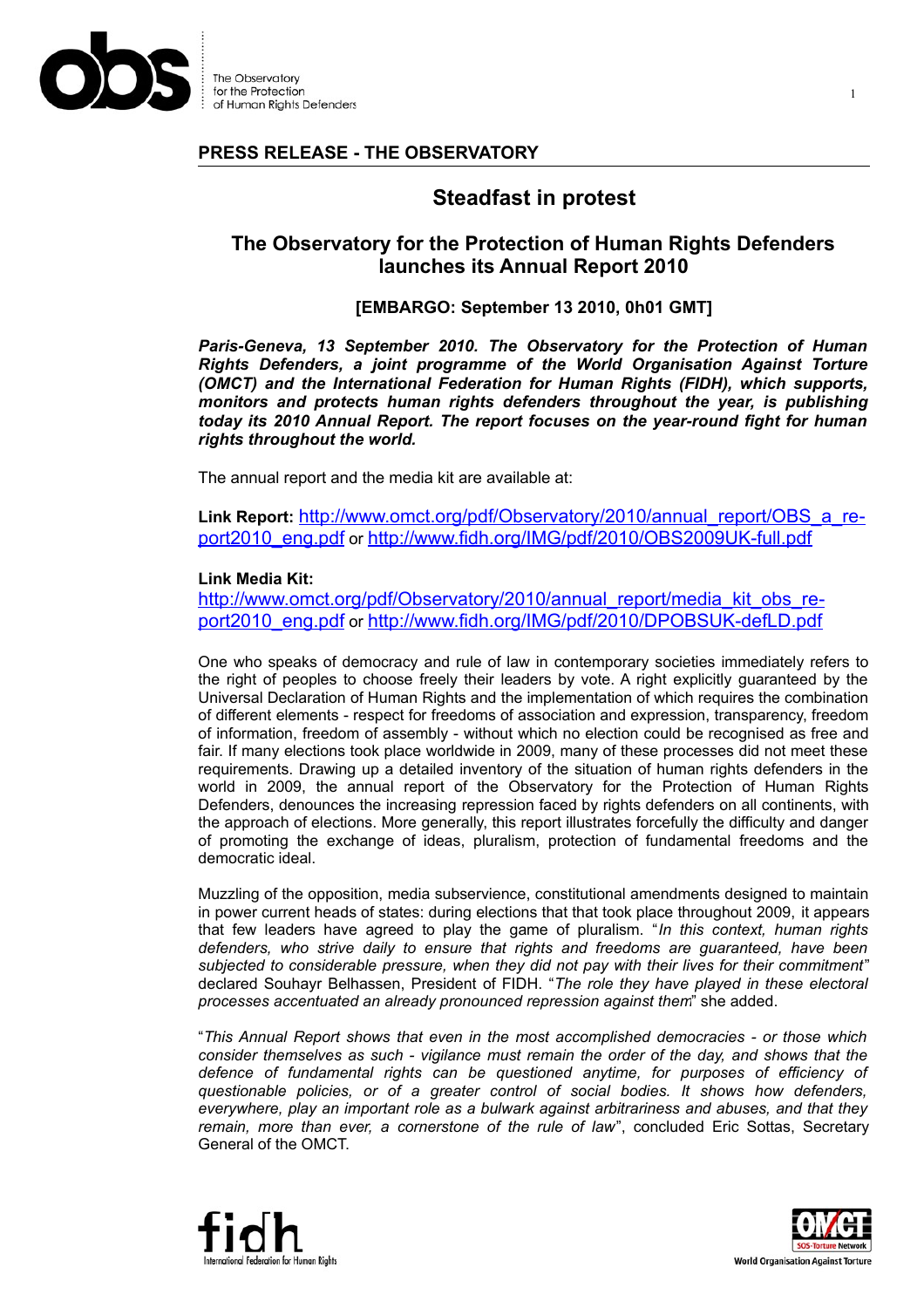**PRESS RELEASE - THE OBSERVATORY**

# Steadfast in protest

## The Observatory for the Protection of Human Rights Defenders launches its Annual Report 2010

**[EMBARGO: September 13 2010, 0h01 GMT]**

***Paris-Geneva, 13 September 2010. The Observatory for the Protection of Human Rights Defenders, a joint programme of the World Organisation Against Torture (OMCT) and the International Federation for Human Rights (FIDH), which supports, monitors and protects human rights defenders throughout the year, is publishing today its 2010 Annual Report. The report focuses on the year-round fight for human rights throughout the world.***

The annual report and the media kit are available at:

**Link Report:** http://www.omct.org/pdf/Observatory/2010/annual_report/OBS_a_report2010_eng.pdf or http://www.fidh.org/IMG/pdf/2010/OBS2009UK-full.pdf

**Link Media Kit:**
http://www.omct.org/pdf/Observatory/2010/annual_report/media_kit_obs_report2010_eng.pdf or http://www.fidh.org/IMG/pdf/2010/DPOBSUK-defLD.pdf

One who speaks of democracy and rule of law in contemporary societies immediately refers to the right of peoples to choose freely their leaders by vote. A right explicitly guaranteed by the Universal Declaration of Human Rights and the implementation of which requires the combination of different elements - respect for freedoms of association and expression, transparency, freedom of information, freedom of assembly - without which no election could be recognised as free and fair. If many elections took place worldwide in 2009, many of these processes did not meet these requirements. Drawing up a detailed inventory of the situation of human rights defenders in the world in 2009, the annual report of the Observatory for the Protection of Human Rights Defenders, denounces the increasing repression faced by rights defenders on all continents, with the approach of elections. More generally, this report illustrates forcefully the difficulty and danger of promoting the exchange of ideas, pluralism, protection of fundamental freedoms and the democratic ideal.

Muzzling of the opposition, media subservience, constitutional amendments designed to maintain in power current heads of states: during elections that took place throughout 2009, it appears that few leaders have agreed to play the game of pluralism. "*In this context, human rights defenders, who strive daily to ensure that rights and freedoms are guaranteed, have been subjected to considerable pressure, when they did not pay with their lives for their commitment*" declared Souhayr Belhassen, President of FIDH. "*The role they have played in these electoral processes accentuated an already pronounced repression against them*" she added.

"*This Annual Report shows that even in the most accomplished democracies - or those which consider themselves as such - vigilance must remain the order of the day, and shows that the defence of fundamental rights can be questioned anytime, for purposes of efficiency of questionable policies, or of a greater control of social bodies. It shows how defenders, everywhere, play an important role as a bulwark against arbitrariness and abuses, and that they remain, more than ever, a cornerstone of the rule of law*", concluded Eric Sottas, Secretary General of the OMCT.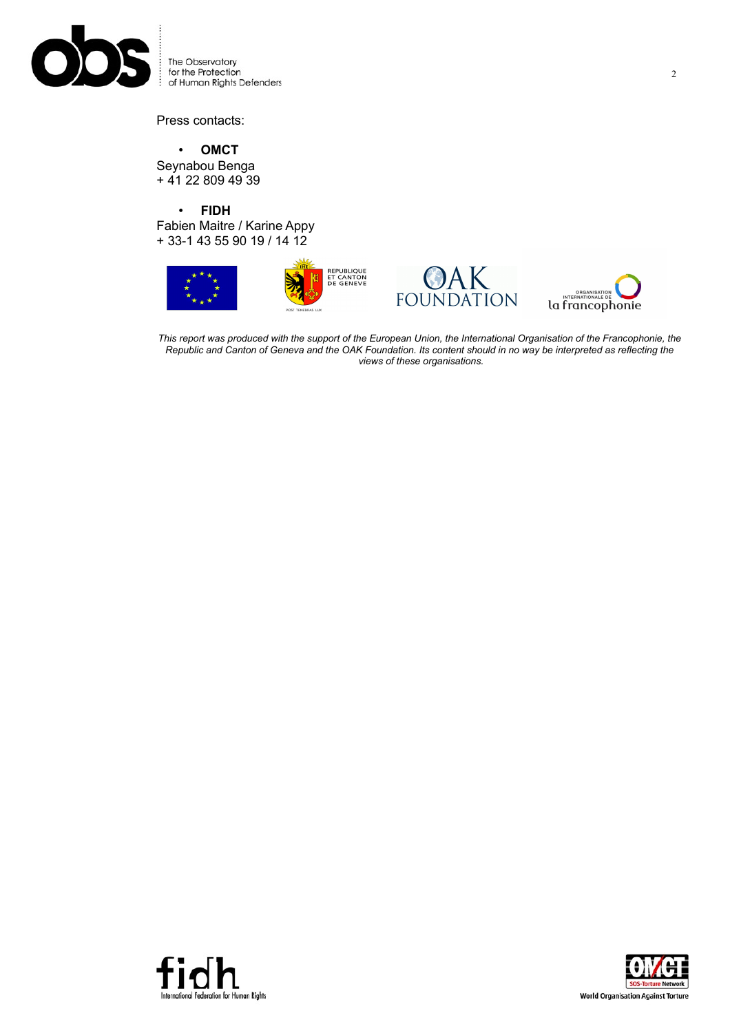Press contacts:

- **OMCT**

Seynabou Benga
+ 41 22 809 49 39

- **FIDH**

Fabien Maitre / Karine Appy
+ 33-1 43 55 90 19 / 14 12

*This report was produced with the support of the European Union, the International Organisation of the Francophonie, the Republic and Canton of Geneva and the OAK Foundation. Its content should in no way be interpreted as reflecting the views of these organisations.*